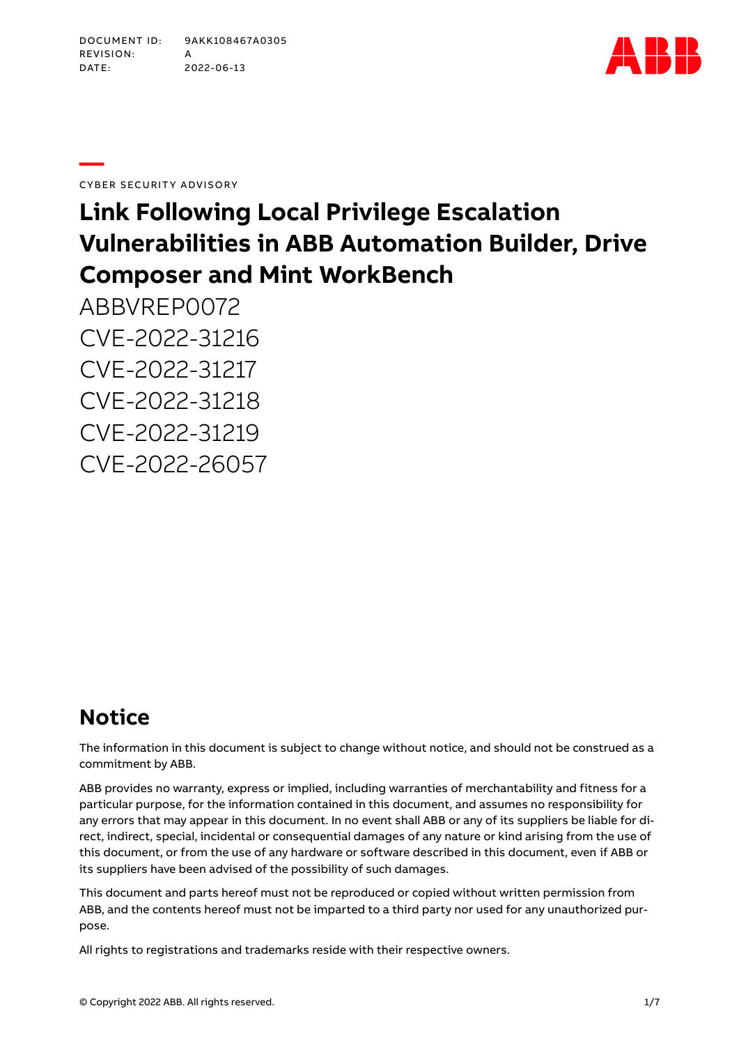DOCUMENT ID: 9AKK108467A0305
REVISION: A
DATE: 2022-06-13

CYBER SECURITY ADVISORY

# Link Following Local Privilege Escalation Vulnerabilities in ABB Automation Builder, Drive Composer and Mint WorkBench

ABBVREP0072

CVE-2022-31216

CVE-2022-31217

CVE-2022-31218

CVE-2022-31219

CVE-2022-26057

## Notice

The information in this document is subject to change without notice, and should not be construed as a commitment by ABB.

ABB provides no warranty, express or implied, including warranties of merchantability and fitness for a particular purpose, for the information contained in this document, and assumes no responsibility for any errors that may appear in this document. In no event shall ABB or any of its suppliers be liable for direct, indirect, special, incidental or consequential damages of any nature or kind arising from the use of this document, or from the use of any hardware or software described in this document, even if ABB or its suppliers have been advised of the possibility of such damages.

This document and parts hereof must not be reproduced or copied without written permission from ABB, and the contents hereof must not be imparted to a third party nor used for any unauthorized purpose.

All rights to registrations and trademarks reside with their respective owners.

© Copyright 2022 ABB. All rights reserved.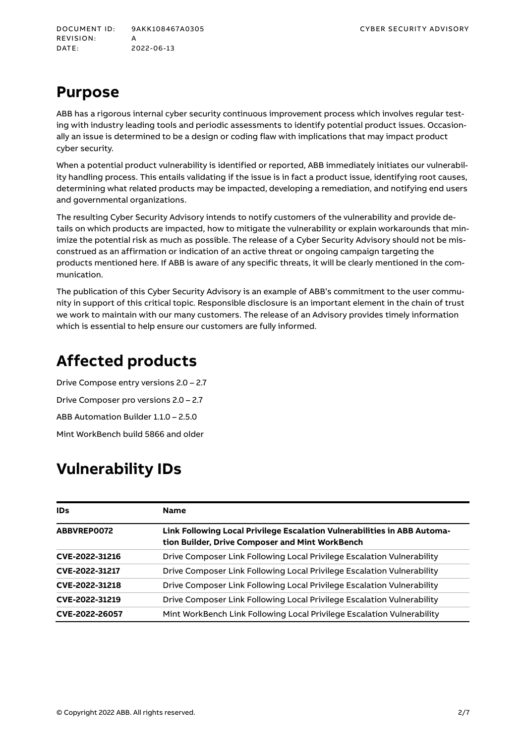## Purpose

ABB has a rigorous internal cyber security continuous improvement process which involves regular testing with industry leading tools and periodic assessments to identify potential product issues. Occasionally an issue is determined to be a design or coding flaw with implications that may impact product cyber security.

When a potential product vulnerability is identified or reported, ABB immediately initiates our vulnerability handling process. This entails validating if the issue is in fact a product issue, identifying root causes, determining what related products may be impacted, developing a remediation, and notifying end users and governmental organizations.

The resulting Cyber Security Advisory intends to notify customers of the vulnerability and provide details on which products are impacted, how to mitigate the vulnerability or explain workarounds that minimize the potential risk as much as possible. The release of a Cyber Security Advisory should not be misconstrued as an affirmation or indication of an active threat or ongoing campaign targeting the products mentioned here. If ABB is aware of any specific threats, it will be clearly mentioned in the communication.

The publication of this Cyber Security Advisory is an example of ABB's commitment to the user community in support of this critical topic. Responsible disclosure is an important element in the chain of trust we work to maintain with our many customers. The release of an Advisory provides timely information which is essential to help ensure our customers are fully informed.

## Affected products

Drive Compose entry versions 2.0 – 2.7

Drive Composer pro versions 2.0 – 2.7

ABB Automation Builder 1.1.0 – 2.5.0

Mint WorkBench build 5866 and older

## Vulnerability IDs

| IDs | Name |
|---|---|
| **ABBVREP0072** | **Link Following Local Privilege Escalation Vulnerabilities in ABB Automation Builder, Drive Composer and Mint WorkBench** |
| **CVE-2022-31216** | Drive Composer Link Following Local Privilege Escalation Vulnerability |
| **CVE-2022-31217** | Drive Composer Link Following Local Privilege Escalation Vulnerability |
| **CVE-2022-31218** | Drive Composer Link Following Local Privilege Escalation Vulnerability |
| **CVE-2022-31219** | Drive Composer Link Following Local Privilege Escalation Vulnerability |
| **CVE-2022-26057** | Mint WorkBench Link Following Local Privilege Escalation Vulnerability |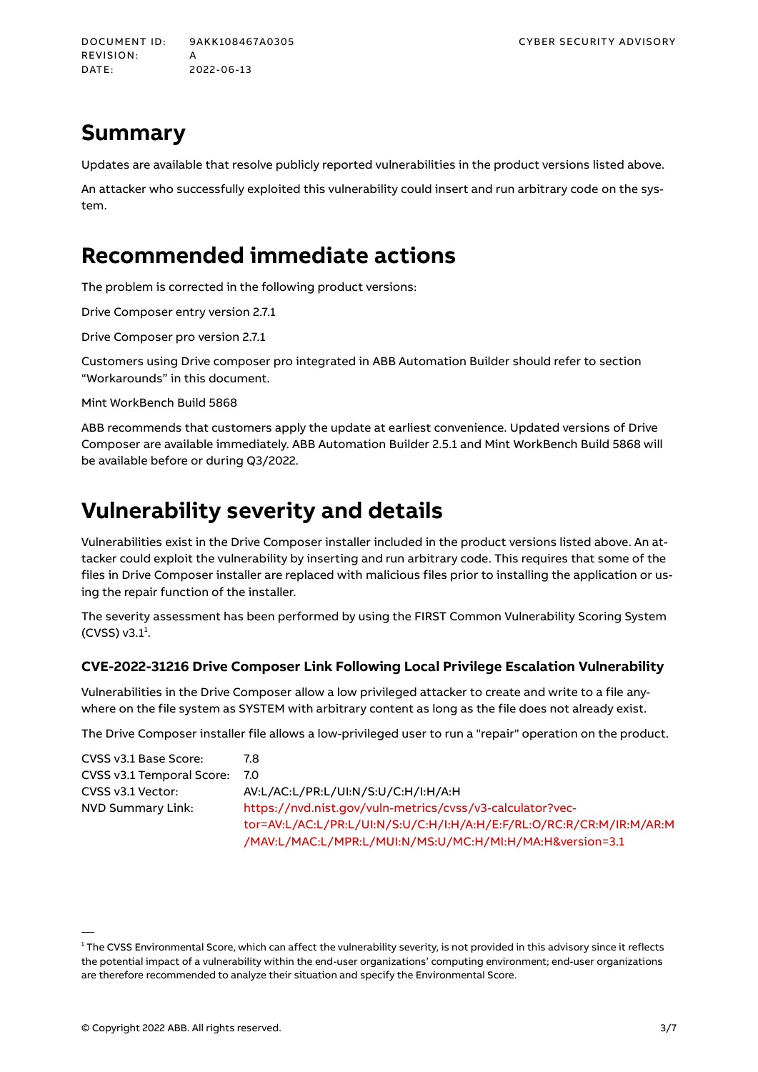## Summary

Updates are available that resolve publicly reported vulnerabilities in the product versions listed above.

An attacker who successfully exploited this vulnerability could insert and run arbitrary code on the system.

## Recommended immediate actions

The problem is corrected in the following product versions:

Drive Composer entry version 2.7.1

Drive Composer pro version 2.7.1

Customers using Drive composer pro integrated in ABB Automation Builder should refer to section "Workarounds" in this document.

Mint WorkBench Build 5868

ABB recommends that customers apply the update at earliest convenience. Updated versions of Drive Composer are available immediately. ABB Automation Builder 2.5.1 and Mint WorkBench Build 5868 will be available before or during Q3/2022.

## Vulnerability severity and details

Vulnerabilities exist in the Drive Composer installer included in the product versions listed above. An attacker could exploit the vulnerability by inserting and run arbitrary code. This requires that some of the files in Drive Composer installer are replaced with malicious files prior to installing the application or using the repair function of the installer.

The severity assessment has been performed by using the FIRST Common Vulnerability Scoring System (CVSS) v3.1[1].

### CVE-2022-31216 Drive Composer Link Following Local Privilege Escalation Vulnerability

Vulnerabilities in the Drive Composer allow a low privileged attacker to create and write to a file anywhere on the file system as SYSTEM with arbitrary content as long as the file does not already exist.

The Drive Composer installer file allows a low-privileged user to run a "repair" operation on the product.

| | |
|---|---|
| CVSS v3.1 Base Score: | 7.8 |
| CVSS v3.1 Temporal Score: | 7.0 |
| CVSS v3.1 Vector: | AV:L/AC:L/PR:L/UI:N/S:U/C:H/I:H/A:H |
| NVD Summary Link: | https://nvd.nist.gov/vuln-metrics/cvss/v3-calculator?vector=AV:L/AC:L/PR:L/UI:N/S:U/C:H/I:H/A:H/E:F/RL:O/RC:R/CR:M/IR:M/AR:M/MAV:L/MAC:L/MPR:L/MUI:N/MS:U/MC:H/MI:H/MA:H&version=3.1 |

[1] The CVSS Environmental Score, which can affect the vulnerability severity, is not provided in this advisory since it reflects the potential impact of a vulnerability within the end-user organizations' computing environment; end-user organizations are therefore recommended to analyze their situation and specify the Environmental Score.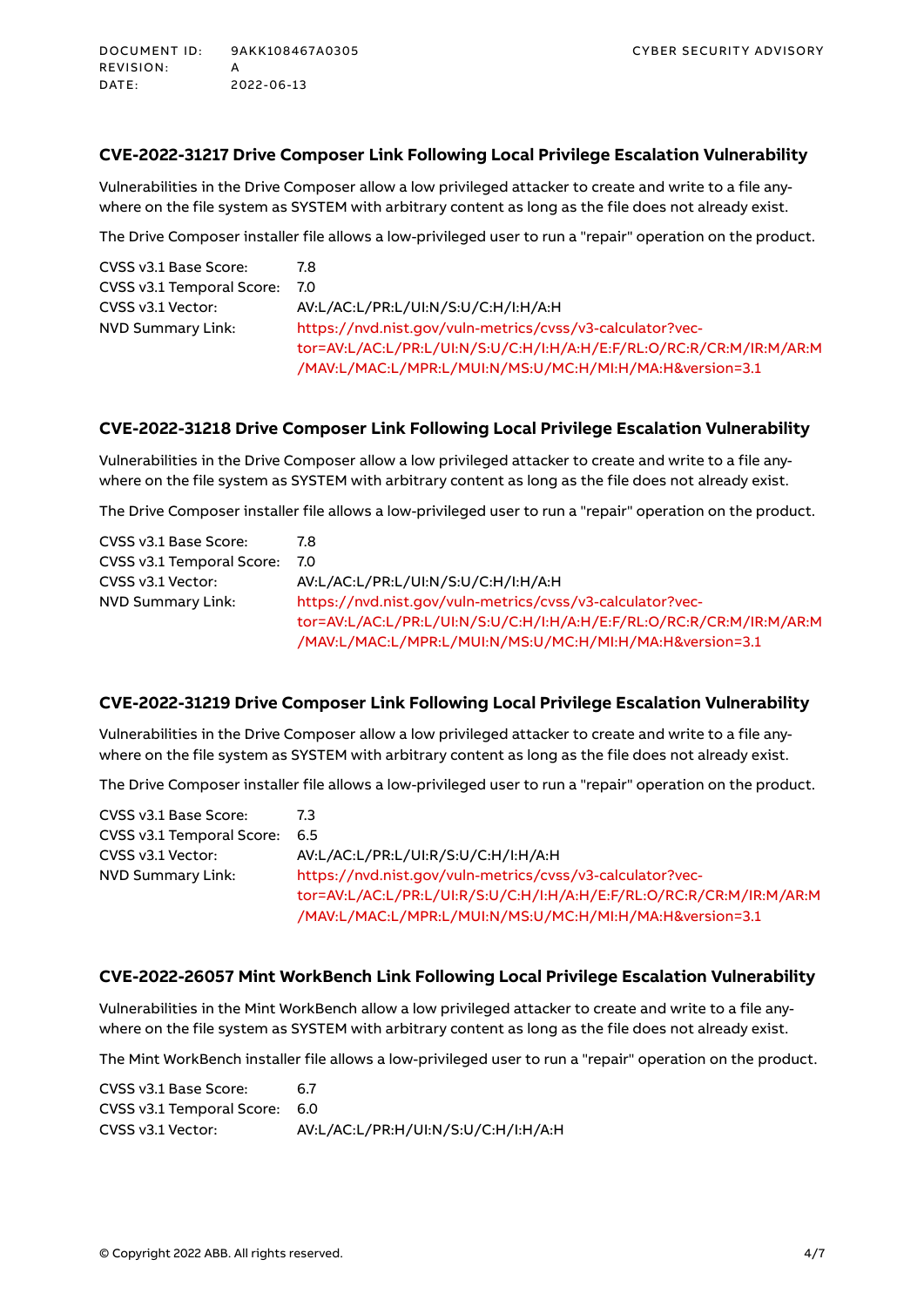### CVE-2022-31217 Drive Composer Link Following Local Privilege Escalation Vulnerability

Vulnerabilities in the Drive Composer allow a low privileged attacker to create and write to a file anywhere on the file system as SYSTEM with arbitrary content as long as the file does not already exist.

The Drive Composer installer file allows a low-privileged user to run a "repair" operation on the product.

| | |
|---|---|
| CVSS v3.1 Base Score: | 7.8 |
| CVSS v3.1 Temporal Score: | 7.0 |
| CVSS v3.1 Vector: | AV:L/AC:L/PR:L/UI:N/S:U/C:H/I:H/A:H |
| NVD Summary Link: | https://nvd.nist.gov/vuln-metrics/cvss/v3-calculator?vector=AV:L/AC:L/PR:L/UI:N/S:U/C:H/I:H/A:H/E:F/RL:O/RC:R/CR:M/IR:M/AR:M/MAV:L/MAC:L/MPR:L/MUI:N/MS:U/MC:H/MI:H/MA:H&version=3.1 |

### CVE-2022-31218 Drive Composer Link Following Local Privilege Escalation Vulnerability

Vulnerabilities in the Drive Composer allow a low privileged attacker to create and write to a file anywhere on the file system as SYSTEM with arbitrary content as long as the file does not already exist.

The Drive Composer installer file allows a low-privileged user to run a "repair" operation on the product.

| | |
|---|---|
| CVSS v3.1 Base Score: | 7.8 |
| CVSS v3.1 Temporal Score: | 7.0 |
| CVSS v3.1 Vector: | AV:L/AC:L/PR:L/UI:N/S:U/C:H/I:H/A:H |
| NVD Summary Link: | https://nvd.nist.gov/vuln-metrics/cvss/v3-calculator?vector=AV:L/AC:L/PR:L/UI:N/S:U/C:H/I:H/A:H/E:F/RL:O/RC:R/CR:M/IR:M/AR:M/MAV:L/MAC:L/MPR:L/MUI:N/MS:U/MC:H/MI:H/MA:H&version=3.1 |

### CVE-2022-31219 Drive Composer Link Following Local Privilege Escalation Vulnerability

Vulnerabilities in the Drive Composer allow a low privileged attacker to create and write to a file anywhere on the file system as SYSTEM with arbitrary content as long as the file does not already exist.

The Drive Composer installer file allows a low-privileged user to run a "repair" operation on the product.

| | |
|---|---|
| CVSS v3.1 Base Score: | 7.3 |
| CVSS v3.1 Temporal Score: | 6.5 |
| CVSS v3.1 Vector: | AV:L/AC:L/PR:L/UI:R/S:U/C:H/I:H/A:H |
| NVD Summary Link: | https://nvd.nist.gov/vuln-metrics/cvss/v3-calculator?vector=AV:L/AC:L/PR:L/UI:R/S:U/C:H/I:H/A:H/E:F/RL:O/RC:R/CR:M/IR:M/AR:M/MAV:L/MAC:L/MPR:L/MUI:N/MS:U/MC:H/MI:H/MA:H&version=3.1 |

### CVE-2022-26057 Mint WorkBench Link Following Local Privilege Escalation Vulnerability

Vulnerabilities in the Mint WorkBench allow a low privileged attacker to create and write to a file anywhere on the file system as SYSTEM with arbitrary content as long as the file does not already exist.

The Mint WorkBench installer file allows a low-privileged user to run a "repair" operation on the product.

| | |
|---|---|
| CVSS v3.1 Base Score: | 6.7 |
| CVSS v3.1 Temporal Score: | 6.0 |
| CVSS v3.1 Vector: | AV:L/AC:L/PR:H/UI:N/S:U/C:H/I:H/A:H |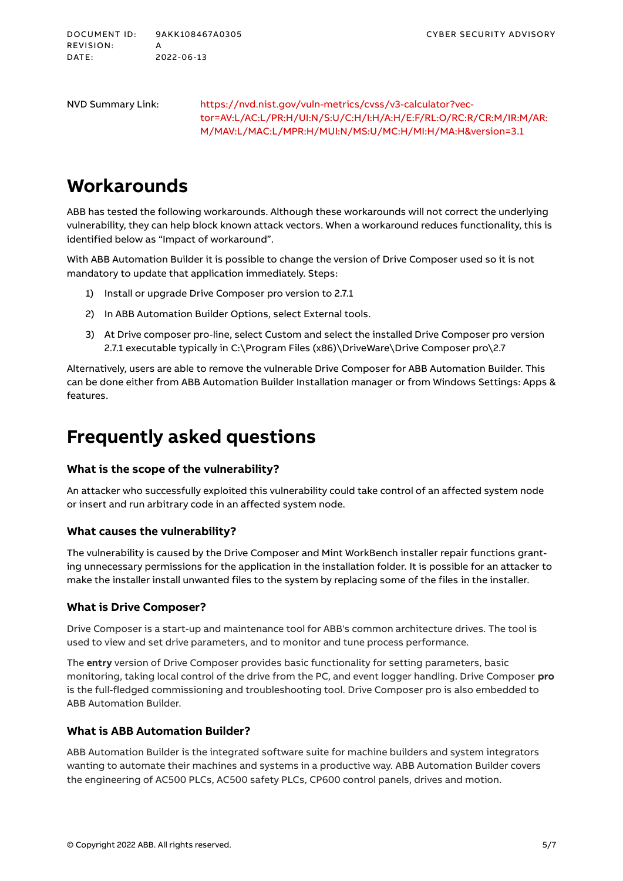NVD Summary Link: https://nvd.nist.gov/vuln-metrics/cvss/v3-calculator?vector=AV:L/AC:L/PR:H/UI:N/S:U/C:H/I:H/A:H/E:F/RL:O/RC:R/CR:M/IR:M/AR:M/MAV:L/MAC:L/MPR:H/MUI:N/MS:U/MC:H/MI:H/MA:H&version=3.1

# Workarounds

ABB has tested the following workarounds. Although these workarounds will not correct the underlying vulnerability, they can help block known attack vectors. When a workaround reduces functionality, this is identified below as "Impact of workaround".

With ABB Automation Builder it is possible to change the version of Drive Composer used so it is not mandatory to update that application immediately. Steps:

1) Install or upgrade Drive Composer pro version to 2.7.1
2) In ABB Automation Builder Options, select External tools.
3) At Drive composer pro-line, select Custom and select the installed Drive Composer pro version 2.7.1 executable typically in C:\Program Files (x86)\DriveWare\Drive Composer pro\2.7

Alternatively, users are able to remove the vulnerable Drive Composer for ABB Automation Builder. This can be done either from ABB Automation Builder Installation manager or from Windows Settings: Apps & features.

# Frequently asked questions

### What is the scope of the vulnerability?

An attacker who successfully exploited this vulnerability could take control of an affected system node or insert and run arbitrary code in an affected system node.

### What causes the vulnerability?

The vulnerability is caused by the Drive Composer and Mint WorkBench installer repair functions granting unnecessary permissions for the application in the installation folder. It is possible for an attacker to make the installer install unwanted files to the system by replacing some of the files in the installer.

### What is Drive Composer?

Drive Composer is a start-up and maintenance tool for ABB's common architecture drives. The tool is used to view and set drive parameters, and to monitor and tune process performance.

The **entry** version of Drive Composer provides basic functionality for setting parameters, basic monitoring, taking local control of the drive from the PC, and event logger handling. Drive Composer **pro** is the full-fledged commissioning and troubleshooting tool. Drive Composer pro is also embedded to ABB Automation Builder.

### What is ABB Automation Builder?

ABB Automation Builder is the integrated software suite for machine builders and system integrators wanting to automate their machines and systems in a productive way. ABB Automation Builder covers the engineering of AC500 PLCs, AC500 safety PLCs, CP600 control panels, drives and motion.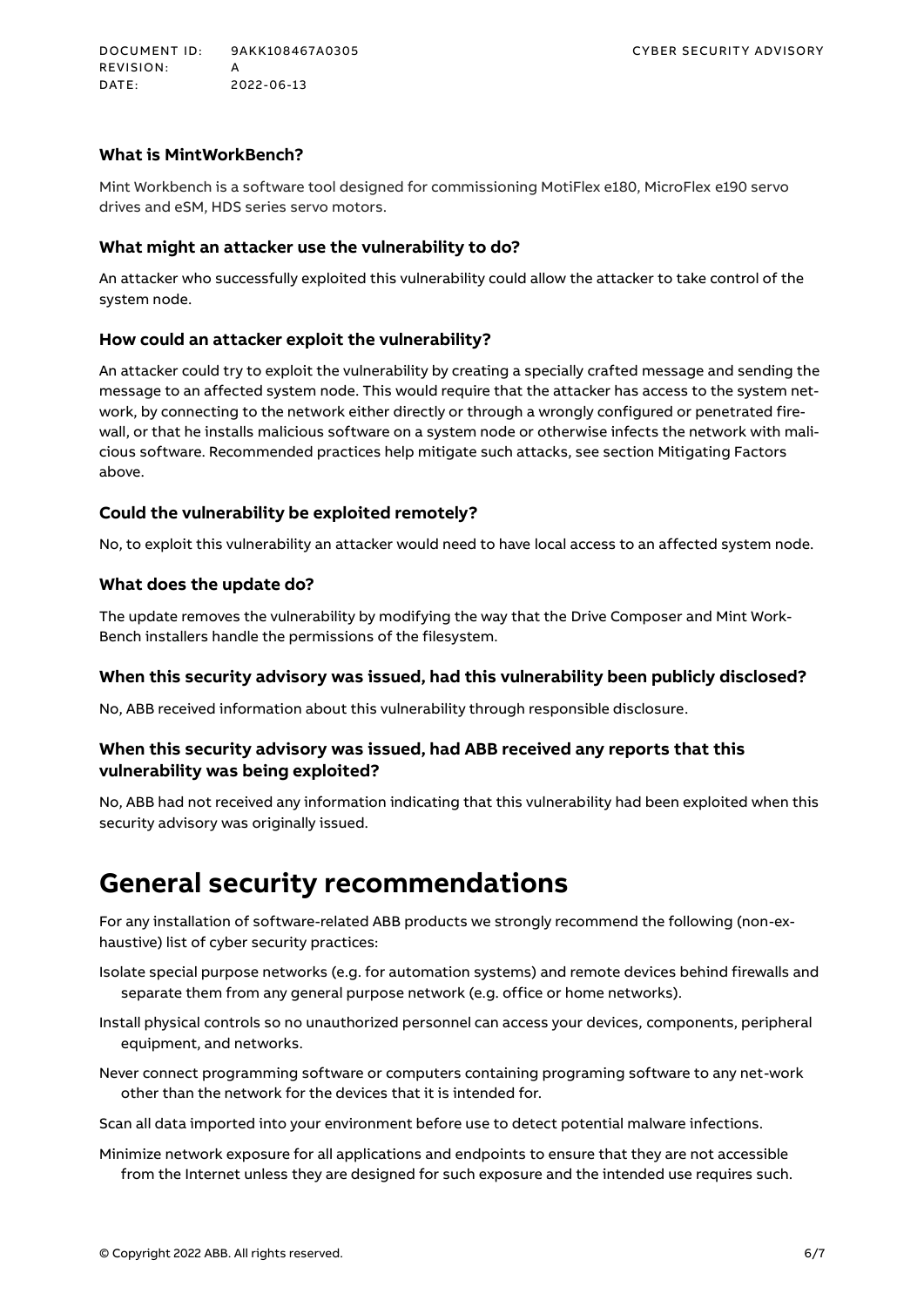### What is MintWorkBench?

Mint Workbench is a software tool designed for commissioning MotiFlex e180, MicroFlex e190 servo drives and eSM, HDS series servo motors.

### What might an attacker use the vulnerability to do?

An attacker who successfully exploited this vulnerability could allow the attacker to take control of the system node.

### How could an attacker exploit the vulnerability?

An attacker could try to exploit the vulnerability by creating a specially crafted message and sending the message to an affected system node. This would require that the attacker has access to the system network, by connecting to the network either directly or through a wrongly configured or penetrated firewall, or that he installs malicious software on a system node or otherwise infects the network with malicious software. Recommended practices help mitigate such attacks, see section Mitigating Factors above.

### Could the vulnerability be exploited remotely?

No, to exploit this vulnerability an attacker would need to have local access to an affected system node.

### What does the update do?

The update removes the vulnerability by modifying the way that the Drive Composer and Mint WorkBench installers handle the permissions of the filesystem.

### When this security advisory was issued, had this vulnerability been publicly disclosed?

No, ABB received information about this vulnerability through responsible disclosure.

### When this security advisory was issued, had ABB received any reports that this vulnerability was being exploited?

No, ABB had not received any information indicating that this vulnerability had been exploited when this security advisory was originally issued.

# General security recommendations

For any installation of software-related ABB products we strongly recommend the following (non-exhaustive) list of cyber security practices:

Isolate special purpose networks (e.g. for automation systems) and remote devices behind firewalls and separate them from any general purpose network (e.g. office or home networks).

Install physical controls so no unauthorized personnel can access your devices, components, peripheral equipment, and networks.

Never connect programming software or computers containing programing software to any net-work other than the network for the devices that it is intended for.

Scan all data imported into your environment before use to detect potential malware infections.

Minimize network exposure for all applications and endpoints to ensure that they are not accessible from the Internet unless they are designed for such exposure and the intended use requires such.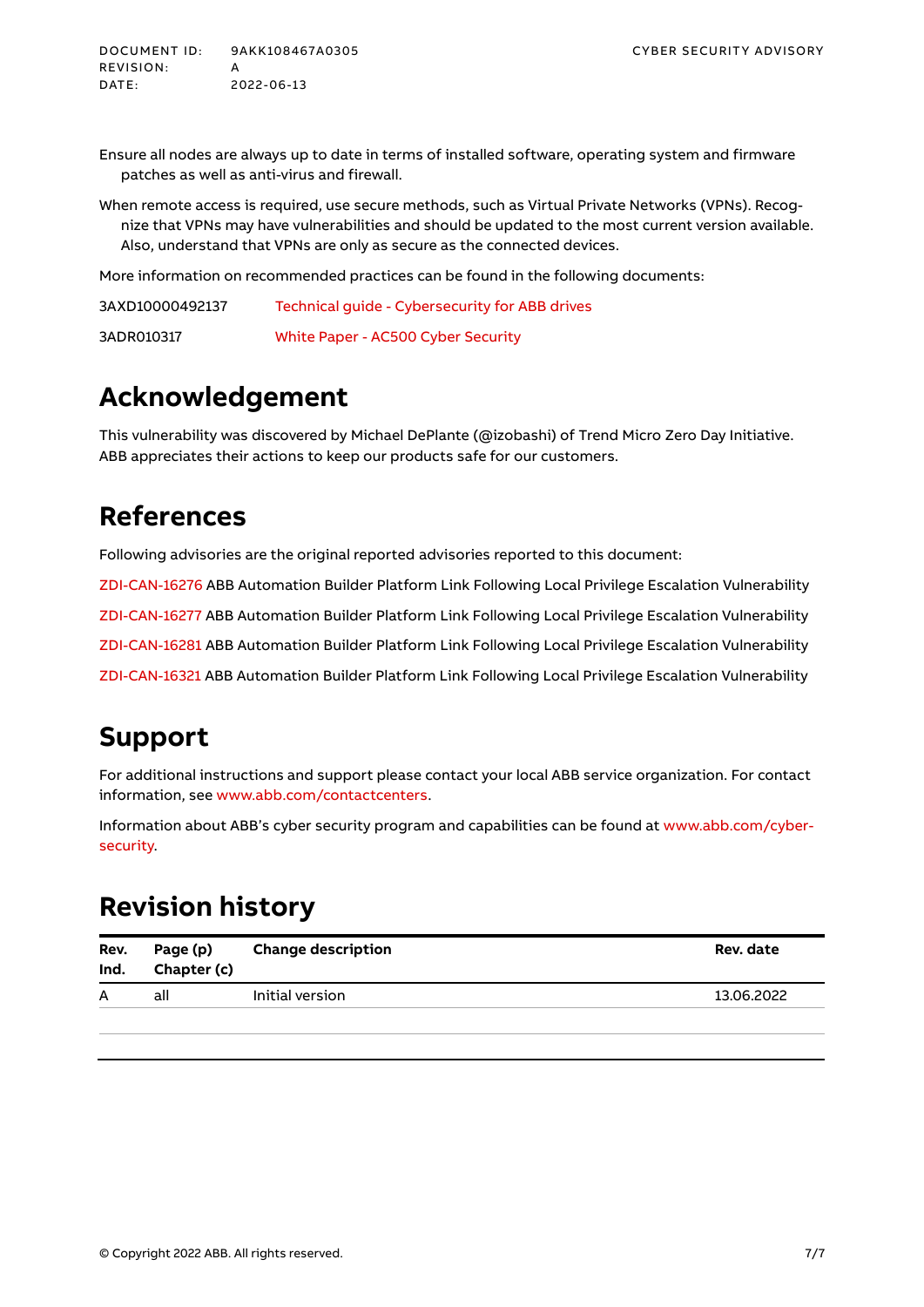Ensure all nodes are always up to date in terms of installed software, operating system and firmware patches as well as anti-virus and firewall.

When remote access is required, use secure methods, such as Virtual Private Networks (VPNs). Recognize that VPNs may have vulnerabilities and should be updated to the most current version available. Also, understand that VPNs are only as secure as the connected devices.

More information on recommended practices can be found in the following documents:

| | |
|---|---|
| 3AXD10000492137 | Technical guide - Cybersecurity for ABB drives |
| 3ADR010317 | White Paper - AC500 Cyber Security |

## Acknowledgement

This vulnerability was discovered by Michael DePlante (@izobashi) of Trend Micro Zero Day Initiative. ABB appreciates their actions to keep our products safe for our customers.

## References

Following advisories are the original reported advisories reported to this document:

ZDI-CAN-16276 ABB Automation Builder Platform Link Following Local Privilege Escalation Vulnerability

ZDI-CAN-16277 ABB Automation Builder Platform Link Following Local Privilege Escalation Vulnerability

ZDI-CAN-16281 ABB Automation Builder Platform Link Following Local Privilege Escalation Vulnerability

ZDI-CAN-16321 ABB Automation Builder Platform Link Following Local Privilege Escalation Vulnerability

## Support

For additional instructions and support please contact your local ABB service organization. For contact information, see www.abb.com/contactcenters.

Information about ABB's cyber security program and capabilities can be found at www.abb.com/cybersecurity.

## Revision history

| Rev. Ind. | Page (p) Chapter (c) | Change description | Rev. date |
|---|---|---|---|
| A | all | Initial version | 13.06.2022 |